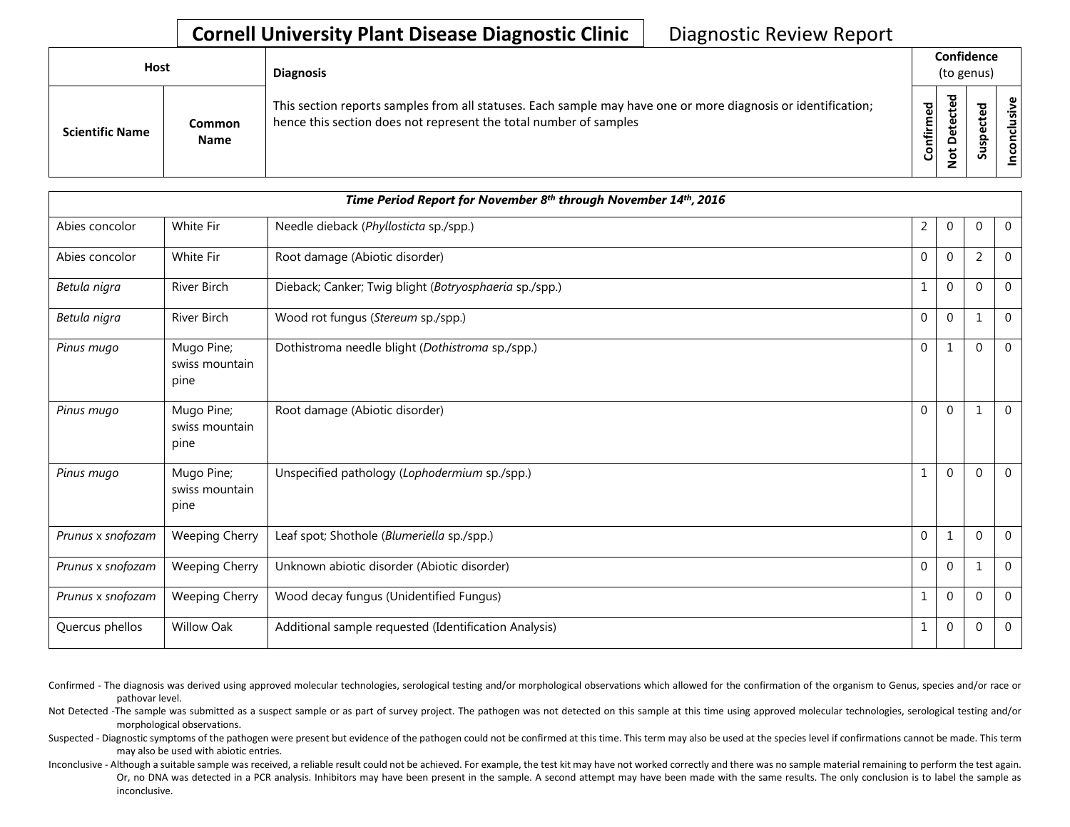# Cornell University Plant Disease Diagnostic Clinic

Diagnostic Review Report

| Host | | Diagnosis | Confidence (to genus) | | | |
|---|---|---|---|---|---|---|
| Scientific Name | Common Name | This section reports samples from all statuses. Each sample may have one or more diagnosis or identification; hence this section does not represent the total number of samples | Confirmed | Not Detected | Suspected | Inconclusive |
| ***Time Period Report for November 8th through November 14th, 2016*** | | | | | | |
| Abies concolor | White Fir | Needle dieback (*Phyllosticta* sp./spp.) | 2 | 0 | 0 | 0 |
| Abies concolor | White Fir | Root damage (Abiotic disorder) | 0 | 0 | 2 | 0 |
| *Betula nigra* | River Birch | Dieback; Canker; Twig blight (*Botryosphaeria* sp./spp.) | 1 | 0 | 0 | 0 |
| *Betula nigra* | River Birch | Wood rot fungus (*Stereum* sp./spp.) | 0 | 0 | 1 | 0 |
| *Pinus mugo* | Mugo Pine; swiss mountain pine | Dothistroma needle blight (*Dothistroma* sp./spp.) | 0 | 1 | 0 | 0 |
| *Pinus mugo* | Mugo Pine; swiss mountain pine | Root damage (Abiotic disorder) | 0 | 0 | 1 | 0 |
| *Pinus mugo* | Mugo Pine; swiss mountain pine | Unspecified pathology (*Lophodermium* sp./spp.) | 1 | 0 | 0 | 0 |
| *Prunus* x *snofozam* | Weeping Cherry | Leaf spot; Shothole (*Blumeriella* sp./spp.) | 0 | 1 | 0 | 0 |
| *Prunus* x *snofozam* | Weeping Cherry | Unknown abiotic disorder (Abiotic disorder) | 0 | 0 | 1 | 0 |
| *Prunus* x *snofozam* | Weeping Cherry | Wood decay fungus (Unidentified Fungus) | 1 | 0 | 0 | 0 |
| Quercus phellos | Willow Oak | Additional sample requested (Identification Analysis) | 1 | 0 | 0 | 0 |

Confirmed - The diagnosis was derived using approved molecular technologies, serological testing and/or morphological observations which allowed for the confirmation of the organism to Genus, species and/or race or pathovar level.

Not Detected -The sample was submitted as a suspect sample or as part of survey project. The pathogen was not detected on this sample at this time using approved molecular technologies, serological testing and/or morphological observations.

Suspected - Diagnostic symptoms of the pathogen were present but evidence of the pathogen could not be confirmed at this time. This term may also be used at the species level if confirmations cannot be made. This term may also be used with abiotic entries.

Inconclusive - Although a suitable sample was received, a reliable result could not be achieved. For example, the test kit may have not worked correctly and there was no sample material remaining to perform the test again. Or, no DNA was detected in a PCR analysis. Inhibitors may have been present in the sample. A second attempt may have been made with the same results. The only conclusion is to label the sample as inconclusive.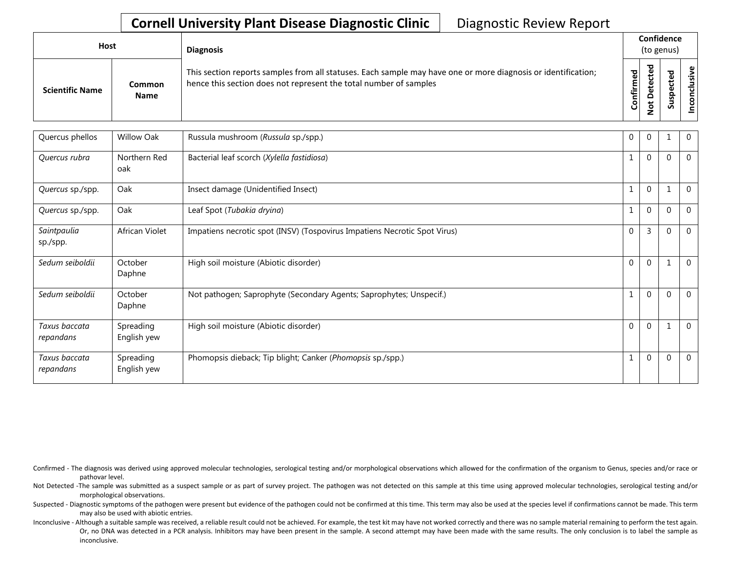Cornell University Plant Disease Diagnostic Clinic | Diagnostic Review Report

| Host | | Diagnosis | Confidence (to genus) | | | |
|---|---|---|---|---|---|---|
| Scientific Name | Common Name | This section reports samples from all statuses. Each sample may have one or more diagnosis or identification; hence this section does not represent the total number of samples | Confirmed | Not Detected | Suspected | Inconclusive |
| Quercus phellos | Willow Oak | Russula mushroom (*Russula* sp./spp.) | 0 | 0 | 1 | 0 |
| *Quercus rubra* | Northern Red oak | Bacterial leaf scorch (*Xylella fastidiosa*) | 1 | 0 | 0 | 0 |
| *Quercus* sp./spp. | Oak | Insect damage (Unidentified Insect) | 1 | 0 | 1 | 0 |
| *Quercus* sp./spp. | Oak | Leaf Spot (*Tubakia dryina*) | 1 | 0 | 0 | 0 |
| *Saintpaulia* sp./spp. | African Violet | Impatiens necrotic spot (INSV) (Tospovirus Impatiens Necrotic Spot Virus) | 0 | 3 | 0 | 0 |
| *Sedum seiboldii* | October Daphne | High soil moisture (Abiotic disorder) | 0 | 0 | 1 | 0 |
| *Sedum seiboldii* | October Daphne | Not pathogen; Saprophyte (Secondary Agents; Saprophytes; Unspecif.) | 1 | 0 | 0 | 0 |
| *Taxus baccata repandans* | Spreading English yew | High soil moisture (Abiotic disorder) | 0 | 0 | 1 | 0 |
| *Taxus baccata repandans* | Spreading English yew | Phomopsis dieback; Tip blight; Canker (*Phomopsis* sp./spp.) | 1 | 0 | 0 | 0 |

Confirmed - The diagnosis was derived using approved molecular technologies, serological testing and/or morphological observations which allowed for the confirmation of the organism to Genus, species and/or race or pathovar level.

Not Detected -The sample was submitted as a suspect sample or as part of survey project. The pathogen was not detected on this sample at this time using approved molecular technologies, serological testing and/or morphological observations.

Suspected - Diagnostic symptoms of the pathogen were present but evidence of the pathogen could not be confirmed at this time. This term may also be used at the species level if confirmations cannot be made. This term may also be used with abiotic entries.

Inconclusive - Although a suitable sample was received, a reliable result could not be achieved. For example, the test kit may have not worked correctly and there was no sample material remaining to perform the test again. Or, no DNA was detected in a PCR analysis. Inhibitors may have been present in the sample. A second attempt may have been made with the same results. The only conclusion is to label the sample as inconclusive.